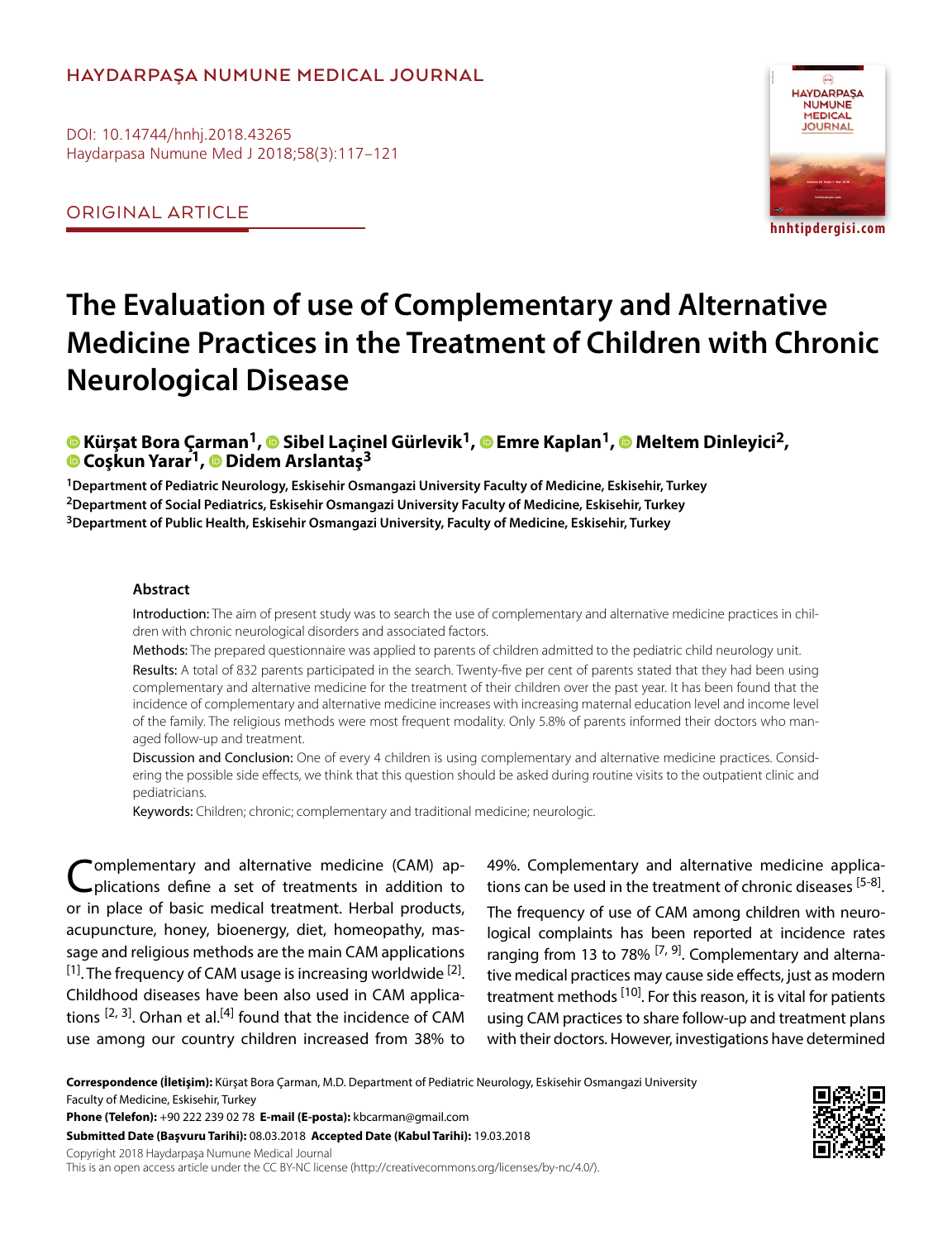HAYDARPAŞA NUMUNE MEDICAL JOURNAL

DOI: 10.14744/hnhj.2018.43265

ORIGINAL ARTICLE

# The Evaluation of use of Complementary and Alternative Medicine Practices in the Treatment of Children with Chronic Neurological Disease

**Kürşat Bora Çarman[1], Sibel Laçinel Gürlevik[1], Emre Kaplan[1], Meltem Dinleyici[2], Coşkun Yarar[1], Didem Arslantaş[3]**

[1]Department of Pediatric Neurology, Eskisehir Osmangazi University Faculty of Medicine, Eskisehir, Turkey
[2]Department of Social Pediatrics, Eskisehir Osmangazi University Faculty of Medicine, Eskisehir, Turkey
[3]Department of Public Health, Eskisehir Osmangazi University, Faculty of Medicine, Eskisehir, Turkey

## Abstract

Introduction: The aim of present study was to search the use of complementary and alternative medicine practices in children with chronic neurological disorders and associated factors.

Methods: The prepared questionnaire was applied to parents of children admitted to the pediatric child neurology unit.

Results: A total of 832 parents participated in the search. Twenty-five per cent of parents stated that they had been using complementary and alternative medicine for the treatment of their children over the past year. It has been found that the incidence of complementary and alternative medicine increases with increasing maternal education level and income level of the family. The religious methods were most frequent modality. Only 5.8% of parents informed their doctors who managed follow-up and treatment.

Discussion and Conclusion: One of every 4 children is using complementary and alternative medicine practices. Considering the possible side effects, we think that this question should be asked during routine visits to the outpatient clinic and pediatricians.

Keywords: Children; chronic; complementary and traditional medicine; neurologic.

Complementary and alternative medicine (CAM) applications define a set of treatments in addition to or in place of basic medical treatment. Herbal products, acupuncture, honey, bioenergy, diet, homeopathy, massage and religious methods are the main CAM applications [1]. The frequency of CAM usage is increasing worldwide [2]. Childhood diseases have been also used in CAM applications [2, 3]. Orhan et al.[4] found that the incidence of CAM use among our country children increased from 38% to 49%. Complementary and alternative medicine applications can be used in the treatment of chronic diseases [5-8].

The frequency of use of CAM among children with neurological complaints has been reported at incidence rates ranging from 13 to 78% [7, 9]. Complementary and alternative medical practices may cause side effects, just as modern treatment methods [10]. For this reason, it is vital for patients using CAM practices to share follow-up and treatment plans with their doctors. However, investigations have determined

**Correspondence (İletişim):** Kürşat Bora Çarman, M.D. Department of Pediatric Neurology, Eskisehir Osmangazi University Faculty of Medicine, Eskisehir, Turkey
**Phone (Telefon):** +90 222 239 02 78 **E-mail (E-posta):** kbcarman@gmail.com
**Submitted Date (Başvuru Tarihi):** 08.03.2018 **Accepted Date (Kabul Tarihi):** 19.03.2018
Copyright 2018 Haydarpaşa Numune Medical Journal
This is an open access article under the CC BY-NC license (http://creativecommons.org/licenses/by-nc/4.0/).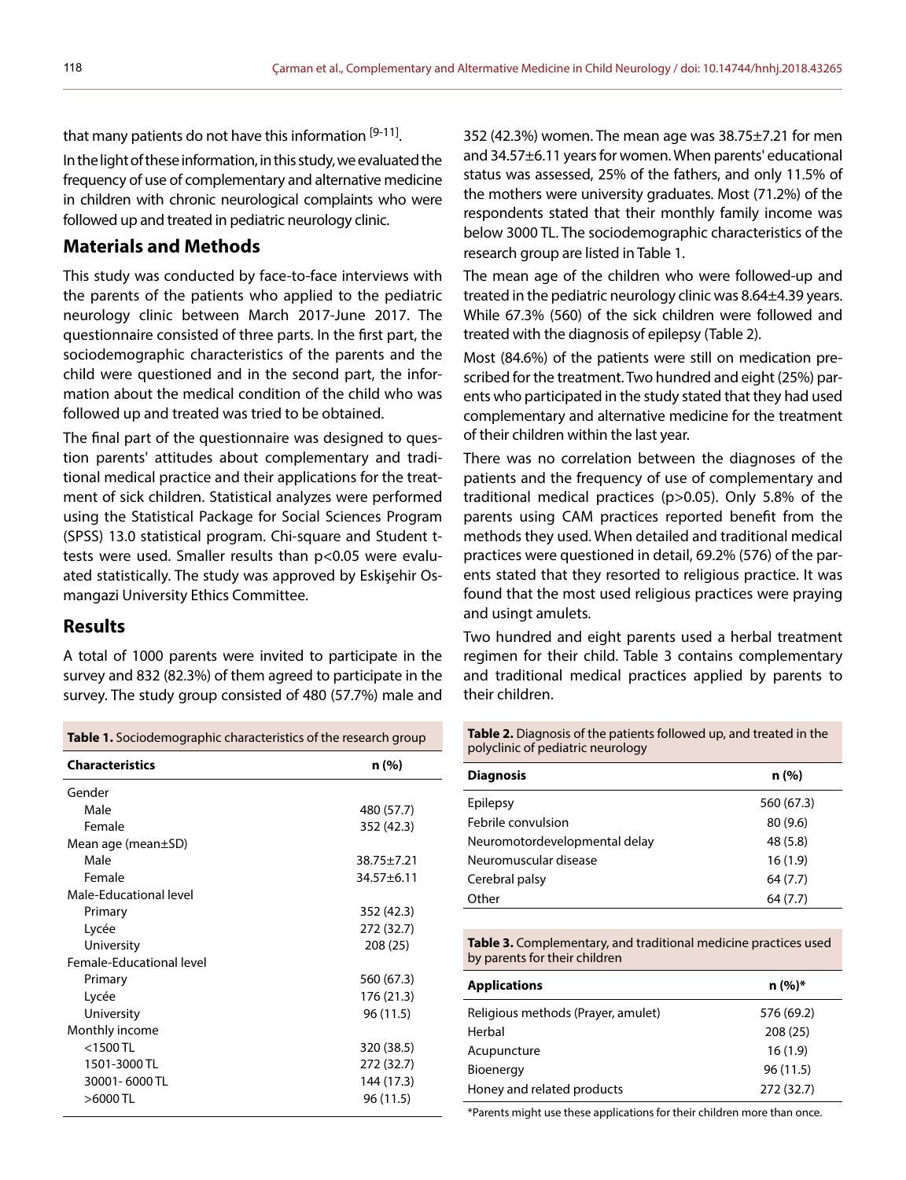that many patients do not have this information [9-11].

In the light of these information, in this study, we evaluated the frequency of use of complementary and alternative medicine in children with chronic neurological complaints who were followed up and treated in pediatric neurology clinic.

## Materials and Methods

This study was conducted by face-to-face interviews with the parents of the patients who applied to the pediatric neurology clinic between March 2017-June 2017. The questionnaire consisted of three parts. In the first part, the sociodemographic characteristics of the parents and the child were questioned and in the second part, the information about the medical condition of the child who was followed up and treated was tried to be obtained.

The final part of the questionnaire was designed to question parents' attitudes about complementary and traditional medical practice and their applications for the treatment of sick children. Statistical analyzes were performed using the Statistical Package for Social Sciences Program (SPSS) 13.0 statistical program. Chi-square and Student t-tests were used. Smaller results than $p<0.05$ were evaluated statistically. The study was approved by Eskişehir Osmangazi University Ethics Committee.

## Results

A total of 1000 parents were invited to participate in the survey and 832 (82.3%) of them agreed to participate in the survey. The study group consisted of 480 (57.7%) male and 352 (42.3%) women. The mean age was 38.75±7.21 for men and 34.57±6.11 years for women. When parents' educational status was assessed, 25% of the fathers, and only 11.5% of the mothers were university graduates. Most (71.2%) of the respondents stated that their monthly family income was below 3000 TL. The sociodemographic characteristics of the research group are listed in Table 1.

The mean age of the children who were followed-up and treated in the pediatric neurology clinic was 8.64±4.39 years. While 67.3% (560) of the sick children were followed and treated with the diagnosis of epilepsy (Table 2).

Most (84.6%) of the patients were still on medication prescribed for the treatment. Two hundred and eight (25%) parents who participated in the study stated that they had used complementary and alternative medicine for the treatment of their children within the last year.

There was no correlation between the diagnoses of the patients and the frequency of use of complementary and traditional medical practices ($p>0.05$). Only 5.8% of the parents using CAM practices reported benefit from the methods they used. When detailed and traditional medical practices were questioned in detail, 69.2% (576) of the parents stated that they resorted to religious practice. It was found that the most used religious practices were praying and usingt amulets.

Two hundred and eight parents used a herbal treatment regimen for their child. Table 3 contains complementary and traditional medical practices applied by parents to their children.

**Table 1.** Sociodemographic characteristics of the research group

| Characteristics | n (%) |
|---|---|
| Gender | |
| Male | 480 (57.7) |
| Female | 352 (42.3) |
| Mean age (mean±SD) | |
| Male | 38.75±7.21 |
| Female | 34.57±6.11 |
| Male-Educational level | |
| Primary | 352 (42.3) |
| Lycée | 272 (32.7) |
| University | 208 (25) |
| Female-Educational level | |
| Primary | 560 (67.3) |
| Lycée | 176 (21.3) |
| University | 96 (11.5) |
| Monthly income | |
| <1500 TL | 320 (38.5) |
| 1501-3000 TL | 272 (32.7) |
| 30001- 6000 TL | 144 (17.3) |
| >6000 TL | 96 (11.5) |

**Table 2.** Diagnosis of the patients followed up, and treated in the polyclinic of pediatric neurology

| Diagnosis | n (%) |
|---|---|
| Epilepsy | 560 (67.3) |
| Febrile convulsion | 80 (9.6) |
| Neuromotordevelopmental delay | 48 (5.8) |
| Neuromuscular disease | 16 (1.9) |
| Cerebral palsy | 64 (7.7) |
| Other | 64 (7.7) |

**Table 3.** Complementary, and traditional medicine practices used by parents for their children

| Applications | n (%)* |
|---|---|
| Religious methods (Prayer, amulet) | 576 (69.2) |
| Herbal | 208 (25) |
| Acupuncture | 16 (1.9) |
| Bioenergy | 96 (11.5) |
| Honey and related products | 272 (32.7) |

*Parents might use these applications for their children more than once.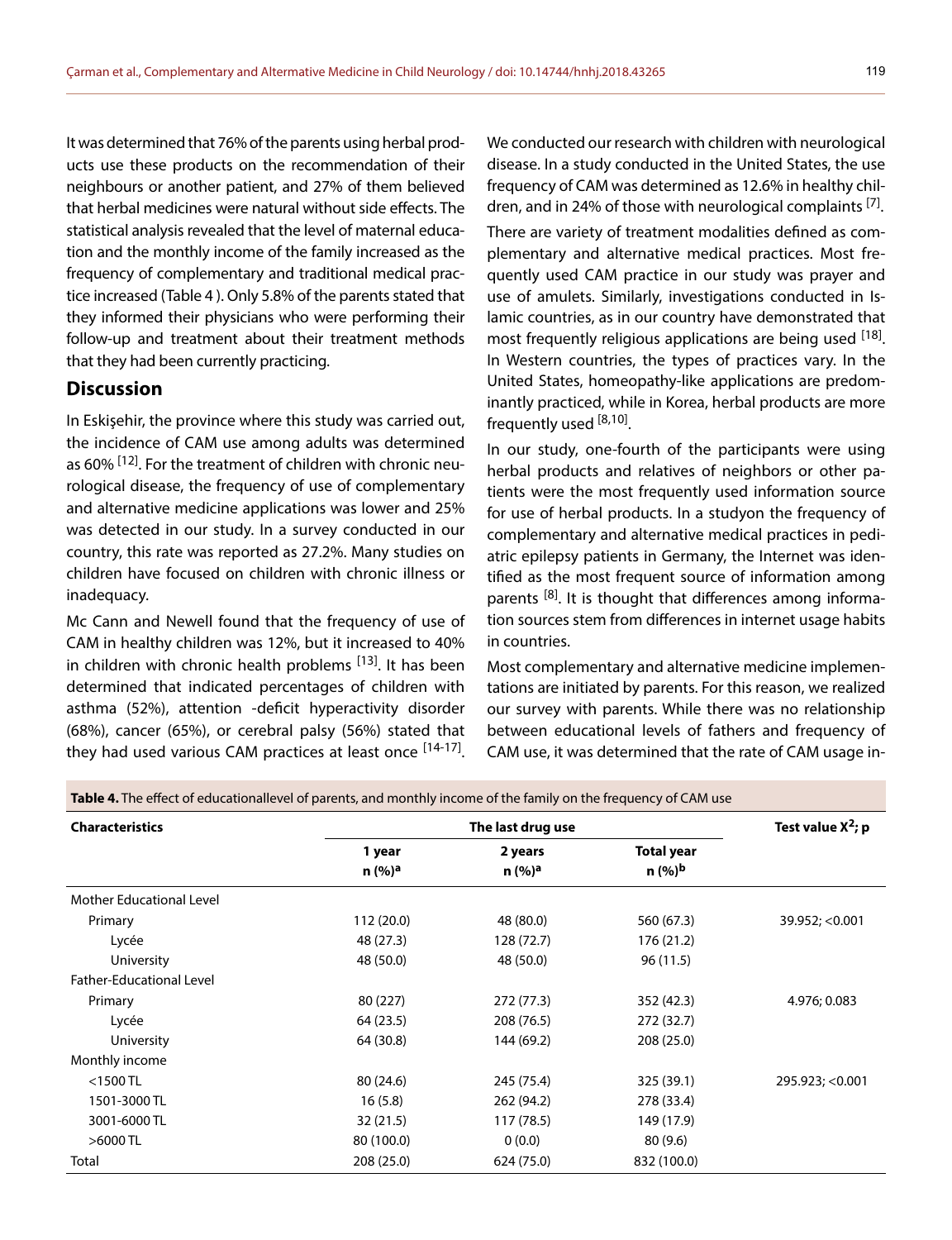It was determined that 76% of the parents using herbal products use these products on the recommendation of their neighbours or another patient, and 27% of them believed that herbal medicines were natural without side effects. The statistical analysis revealed that the level of maternal education and the monthly income of the family increased as the frequency of complementary and traditional medical practice increased (Table 4 ). Only 5.8% of the parents stated that they informed their physicians who were performing their follow-up and treatment about their treatment methods that they had been currently practicing.

## Discussion

In Eskişehir, the province where this study was carried out, the incidence of CAM use among adults was determined as 60% [12]. For the treatment of children with chronic neurological disease, the frequency of use of complementary and alternative medicine applications was lower and 25% was detected in our study. In a survey conducted in our country, this rate was reported as 27.2%. Many studies on children have focused on children with chronic illness or inadequacy.

Mc Cann and Newell found that the frequency of use of CAM in healthy children was 12%, but it increased to 40% in children with chronic health problems [13]. It has been determined that indicated percentages of children with asthma (52%), attention -deficit hyperactivity disorder (68%), cancer (65%), or cerebral palsy (56%) stated that they had used various CAM practices at least once [14-17]. We conducted our research with children with neurological disease. In a study conducted in the United States, the use frequency of CAM was determined as 12.6% in healthy children, and in 24% of those with neurological complaints [7].

There are variety of treatment modalities defined as complementary and alternative medical practices. Most frequently used CAM practice in our study was prayer and use of amulets. Similarly, investigations conducted in Islamic countries, as in our country have demonstrated that most frequently religious applications are being used [18]. In Western countries, the types of practices vary. In the United States, homeopathy-like applications are predominantly practiced, while in Korea, herbal products are more frequently used [8,10].

In our study, one-fourth of the participants were using herbal products and relatives of neighbors or other patients were the most frequently used information source for use of herbal products. In a studyon the frequency of complementary and alternative medical practices in pediatric epilepsy patients in Germany, the Internet was identified as the most frequent source of information among parents [8]. It is thought that differences among information sources stem from differences in internet usage habits in countries.

Most complementary and alternative medicine implementations are initiated by parents. For this reason, we realized our survey with parents. While there was no relationship between educational levels of fathers and frequency of CAM use, it was determined that the rate of CAM usage in-

**Table 4.** The effect of educationallevel of parents, and monthly income of the family on the frequency of CAM use

| Characteristics | The last drug use | | | Test value $X^2$; p |
|---|---|---|---|---|
| | 1 year n (%)[a] | 2 years n (%)[a] | Total year n (%)[b] | |
| Mother Educational Level | | | | |
| Primary | 112 (20.0) | 48 (80.0) | 560 (67.3) | 39.952; <0.001 |
| Lycée | 48 (27.3) | 128 (72.7) | 176 (21.2) | |
| University | 48 (50.0) | 48 (50.0) | 96 (11.5) | |
| Father-Educational Level | | | | |
| Primary | 80 (227) | 272 (77.3) | 352 (42.3) | 4.976; 0.083 |
| Lycée | 64 (23.5) | 208 (76.5) | 272 (32.7) | |
| University | 64 (30.8) | 144 (69.2) | 208 (25.0) | |
| Monthly income | | | | |
| <1500 TL | 80 (24.6) | 245 (75.4) | 325 (39.1) | 295.923; <0.001 |
| 1501-3000 TL | 16 (5.8) | 262 (94.2) | 278 (33.4) | |
| 3001-6000 TL | 32 (21.5) | 117 (78.5) | 149 (17.9) | |
| >6000 TL | 80 (100.0) | 0 (0.0) | 80 (9.6) | |
| Total | 208 (25.0) | 624 (75.0) | 832 (100.0) | |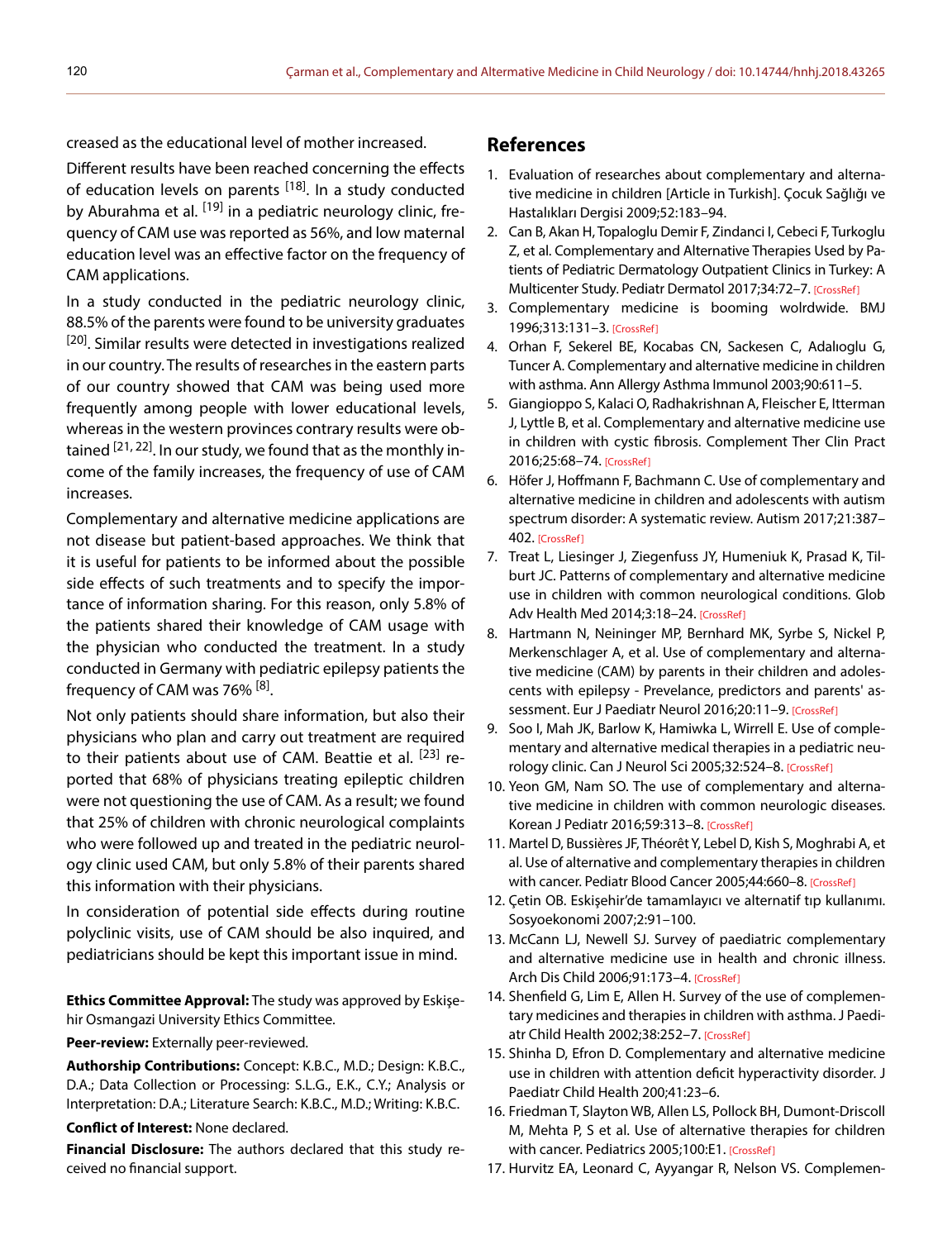creased as the educational level of mother increased.

Different results have been reached concerning the effects of education levels on parents [18]. In a study conducted by Aburahma et al. [19] in a pediatric neurology clinic, frequency of CAM use was reported as 56%, and low maternal education level was an effective factor on the frequency of CAM applications.

In a study conducted in the pediatric neurology clinic, 88.5% of the parents were found to be university graduates [20]. Similar results were detected in investigations realized in our country. The results of researches in the eastern parts of our country showed that CAM was being used more frequently among people with lower educational levels, whereas in the western provinces contrary results were obtained [21, 22]. In our study, we found that as the monthly income of the family increases, the frequency of use of CAM increases.

Complementary and alternative medicine applications are not disease but patient-based approaches. We think that it is useful for patients to be informed about the possible side effects of such treatments and to specify the importance of information sharing. For this reason, only 5.8% of the patients shared their knowledge of CAM usage with the physician who conducted the treatment. In a study conducted in Germany with pediatric epilepsy patients the frequency of CAM was 76% [8].

Not only patients should share information, but also their physicians who plan and carry out treatment are required to their patients about use of CAM. Beattie et al. [23] reported that 68% of physicians treating epileptic children were not questioning the use of CAM. As a result; we found that 25% of children with chronic neurological complaints who were followed up and treated in the pediatric neurology clinic used CAM, but only 5.8% of their parents shared this information with their physicians.

In consideration of potential side effects during routine polyclinic visits, use of CAM should be also inquired, and pediatricians should be kept this important issue in mind.

**Ethics Committee Approval:** The study was approved by Eskişehir Osmangazi University Ethics Committee.

**Peer-review:** Externally peer-reviewed.

**Authorship Contributions:** Concept: K.B.C., M.D.; Design: K.B.C., D.A.; Data Collection or Processing: S.L.G., E.K., C.Y.; Analysis or Interpretation: D.A.; Literature Search: K.B.C., M.D.; Writing: K.B.C.

**Conflict of Interest:** None declared.

**Financial Disclosure:** The authors declared that this study received no financial support.

## References

1. Evaluation of researches about complementary and alternative medicine in children [Article in Turkish]. Çocuk Sağlığı ve Hastalıkları Dergisi 2009;52:183–94.
2. Can B, Akan H, Topaloglu Demir F, Zindanci I, Cebeci F, Turkoglu Z, et al. Complementary and Alternative Therapies Used by Patients of Pediatric Dermatology Outpatient Clinics in Turkey: A Multicenter Study. Pediatr Dermatol 2017;34:72–7. [CrossRef]
3. Complementary medicine is booming wolrdwide. BMJ 1996;313:131–3. [CrossRef]
4. Orhan F, Sekerel BE, Kocabas CN, Sackesen C, Adalıoglu G, Tuncer A. Complementary and alternative medicine in children with asthma. Ann Allergy Asthma Immunol 2003;90:611–5.
5. Giangioppo S, Kalaci O, Radhakrishnan A, Fleischer E, Itterman J, Lyttle B, et al. Complementary and alternative medicine use in children with cystic fibrosis. Complement Ther Clin Pract 2016;25:68–74. [CrossRef]
6. Höfer J, Hoffmann F, Bachmann C. Use of complementary and alternative medicine in children and adolescents with autism spectrum disorder: A systematic review. Autism 2017;21:387–402. [CrossRef]
7. Treat L, Liesinger J, Ziegenfuss JY, Humeniuk K, Prasad K, Tilburt JC. Patterns of complementary and alternative medicine use in children with common neurological conditions. Glob Adv Health Med 2014;3:18–24. [CrossRef]
8. Hartmann N, Neininger MP, Bernhard MK, Syrbe S, Nickel P, Merkenschlager A, et al. Use of complementary and alternative medicine (CAM) by parents in their children and adolescents with epilepsy - Prevelance, predictors and parents' assessment. Eur J Paediatr Neurol 2016;20:11–9. [CrossRef]
9. Soo I, Mah JK, Barlow K, Hamiwka L, Wirrell E. Use of complementary and alternative medical therapies in a pediatric neurology clinic. Can J Neurol Sci 2005;32:524–8. [CrossRef]
10. Yeon GM, Nam SO. The use of complementary and alternative medicine in children with common neurologic diseases. Korean J Pediatr 2016;59:313–8. [CrossRef]
11. Martel D, Bussières JF, Théorêt Y, Lebel D, Kish S, Moghrabi A, et al. Use of alternative and complementary therapies in children with cancer. Pediatr Blood Cancer 2005;44:660–8. [CrossRef]
12. Çetin OB. Eskişehir'de tamamlayıcı ve alternatif tıp kullanımı. Sosyoekonomi 2007;2:91–100.
13. McCann LJ, Newell SJ. Survey of paediatric complementary and alternative medicine use in health and chronic illness. Arch Dis Child 2006;91:173–4. [CrossRef]
14. Shenfield G, Lim E, Allen H. Survey of the use of complementary medicines and therapies in children with asthma. J Paediatr Child Health 2002;38:252–7. [CrossRef]
15. Shinha D, Efron D. Complementary and alternative medicine use in children with attention deficit hyperactivity disorder. J Paediatr Child Health 200;41:23–6.
16. Friedman T, Slayton WB, Allen LS, Pollock BH, Dumont-Driscoll M, Mehta P, S et al. Use of alternative therapies for children with cancer. Pediatrics 2005;100:E1. [CrossRef]
17. Hurvitz EA, Leonard C, Ayyangar R, Nelson VS. Complemen-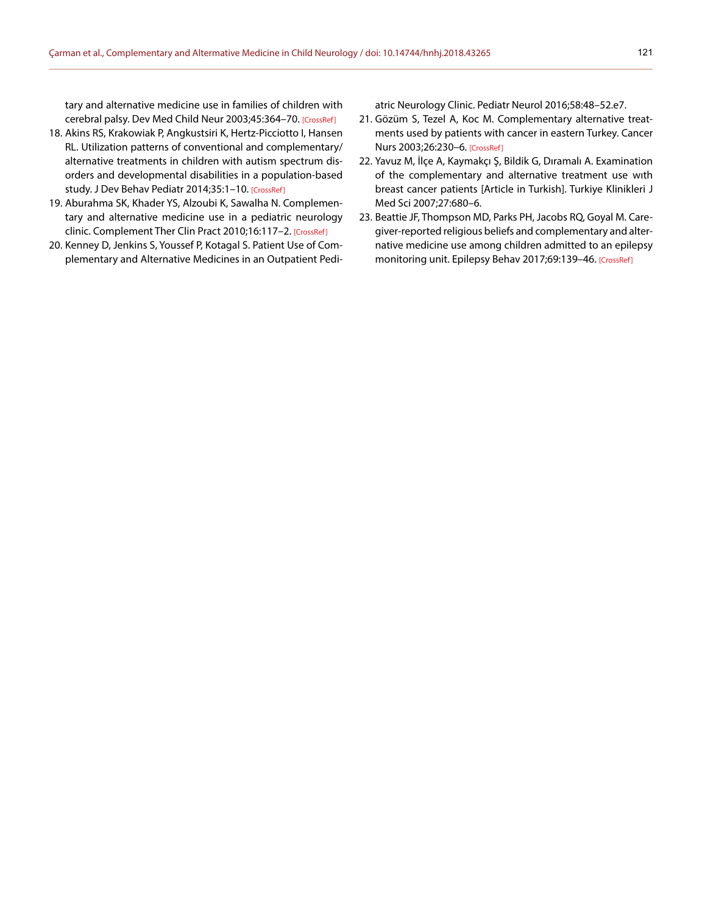tary and alternative medicine use in families of children with cerebral palsy. Dev Med Child Neur 2003;45:364–70. [CrossRef]

18. Akins RS, Krakowiak P, Angkustsiri K, Hertz-Picciotto I, Hansen RL. Utilization patterns of conventional and complementary/alternative treatments in children with autism spectrum disorders and developmental disabilities in a population-based study. J Dev Behav Pediatr 2014;35:1–10. [CrossRef]
19. Aburahma SK, Khader YS, Alzoubi K, Sawalha N. Complementary and alternative medicine use in a pediatric neurology clinic. Complement Ther Clin Pract 2010;16:117–2. [CrossRef]
20. Kenney D, Jenkins S, Youssef P, Kotagal S. Patient Use of Complementary and Alternative Medicines in an Outpatient Pediatric Neurology Clinic. Pediatr Neurol 2016;58:48–52.e7.
21. Gözüm S, Tezel A, Koc M. Complementary alternative treatments used by patients with cancer in eastern Turkey. Cancer Nurs 2003;26:230–6. [CrossRef]
22. Yavuz M, İlçe A, Kaymakçı Ş, Bildik G, Dıramalı A. Examination of the complementary and alternative treatment use wıth breast cancer patients [Article in Turkish]. Turkiye Klinikleri J Med Sci 2007;27:680–6.
23. Beattie JF, Thompson MD, Parks PH, Jacobs RQ, Goyal M. Caregiver-reported religious beliefs and complementary and alternative medicine use among children admitted to an epilepsy monitoring unit. Epilepsy Behav 2017;69:139–46. [CrossRef]